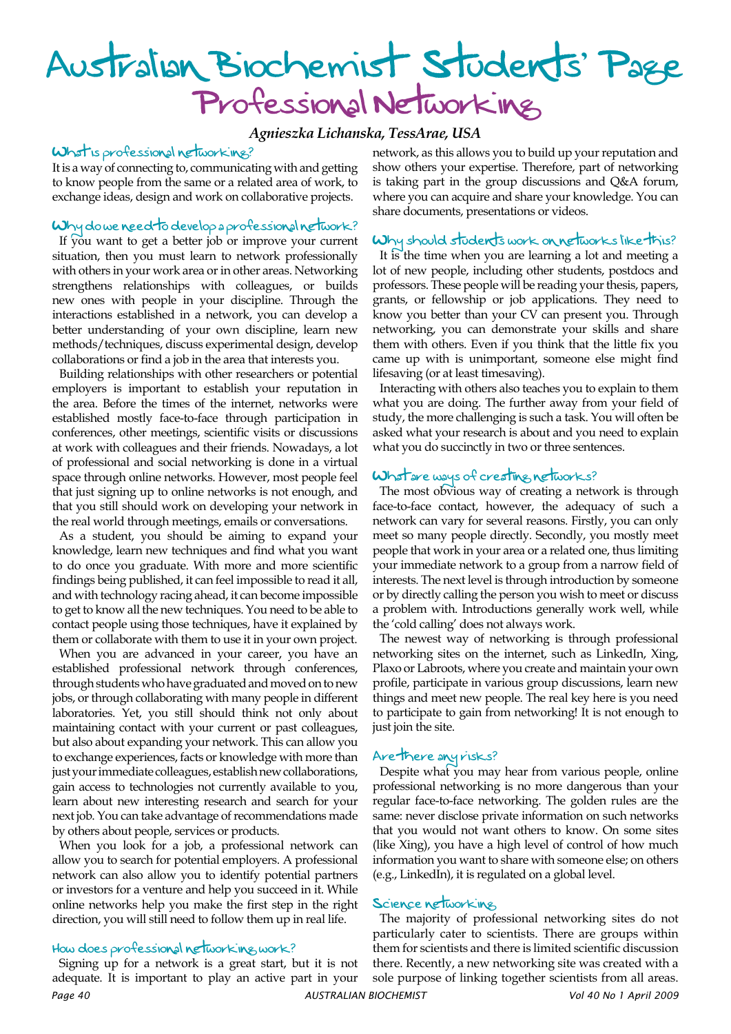# Australian Biochemist Students' Page

## Professional Networking

***Agnieszka Lichanska, TessArae, USA***

### What is professional networking?

It is a way of connecting to, communicating with and getting to know people from the same or a related area of work, to exchange ideas, design and work on collaborative projects.

### Why do we need to develop a professional network?

If you want to get a better job or improve your current situation, then you must learn to network professionally with others in your work area or in other areas. Networking strengthens relationships with colleagues, or builds new ones with people in your discipline. Through the interactions established in a network, you can develop a better understanding of your own discipline, learn new methods/techniques, discuss experimental design, develop collaborations or find a job in the area that interests you.

Building relationships with other researchers or potential employers is important to establish your reputation in the area. Before the times of the internet, networks were established mostly face-to-face through participation in conferences, other meetings, scientific visits or discussions at work with colleagues and their friends. Nowadays, a lot of professional and social networking is done in a virtual space through online networks. However, most people feel that just signing up to online networks is not enough, and that you still should work on developing your network in the real world through meetings, emails or conversations.

As a student, you should be aiming to expand your knowledge, learn new techniques and find what you want to do once you graduate. With more and more scientific findings being published, it can feel impossible to read it all, and with technology racing ahead, it can become impossible to get to know all the new techniques. You need to be able to contact people using those techniques, have it explained by them or collaborate with them to use it in your own project.

When you are advanced in your career, you have an established professional network through conferences, through students who have graduated and moved on to new jobs, or through collaborating with many people in different laboratories. Yet, you still should think not only about maintaining contact with your current or past colleagues, but also about expanding your network. This can allow you to exchange experiences, facts or knowledge with more than just your immediate colleagues, establish new collaborations, gain access to technologies not currently available to you, learn about new interesting research and search for your next job. You can take advantage of recommendations made by others about people, services or products.

When you look for a job, a professional network can allow you to search for potential employers. A professional network can also allow you to identify potential partners or investors for a venture and help you succeed in it. While online networks help you make the first step in the right direction, you will still need to follow them up in real life.

### How does professional networking work?

Signing up for a network is a great start, but it is not adequate. It is important to play an active part in your network, as this allows you to build up your reputation and show others your expertise. Therefore, part of networking is taking part in the group discussions and Q&A forum, where you can acquire and share your knowledge. You can share documents, presentations or videos.

### Why should students work on networks like this?

It is the time when you are learning a lot and meeting a lot of new people, including other students, postdocs and professors. These people will be reading your thesis, papers, grants, or fellowship or job applications. They need to know you better than your CV can present you. Through networking, you can demonstrate your skills and share them with others. Even if you think that the little fix you came up with is unimportant, someone else might find lifesaving (or at least timesaving).

Interacting with others also teaches you to explain to them what you are doing. The further away from your field of study, the more challenging is such a task. You will often be asked what your research is about and you need to explain what you do succinctly in two or three sentences.

### What are ways of creating networks?

The most obvious way of creating a network is through face-to-face contact, however, the adequacy of such a network can vary for several reasons. Firstly, you can only meet so many people directly. Secondly, you mostly meet people that work in your area or a related one, thus limiting your immediate network to a group from a narrow field of interests. The next level is through introduction by someone or by directly calling the person you wish to meet or discuss a problem with. Introductions generally work well, while the 'cold calling' does not always work.

The newest way of networking is through professional networking sites on the internet, such as LinkedIn, Xing, Plaxo or Labroots, where you create and maintain your own profile, participate in various group discussions, learn new things and meet new people. The real key here is you need to participate to gain from networking! It is not enough to just join the site.

### Are there any risks?

Despite what you may hear from various people, online professional networking is no more dangerous than your regular face-to-face networking. The golden rules are the same: never disclose private information on such networks that you would not want others to know. On some sites (like Xing), you have a high level of control of how much information you want to share with someone else; on others (e.g., LinkedIn), it is regulated on a global level.

### Science networking

The majority of professional networking sites do not particularly cater to scientists. There are groups within them for scientists and there is limited scientific discussion there. Recently, a new networking site was created with a sole purpose of linking together scientists from all areas.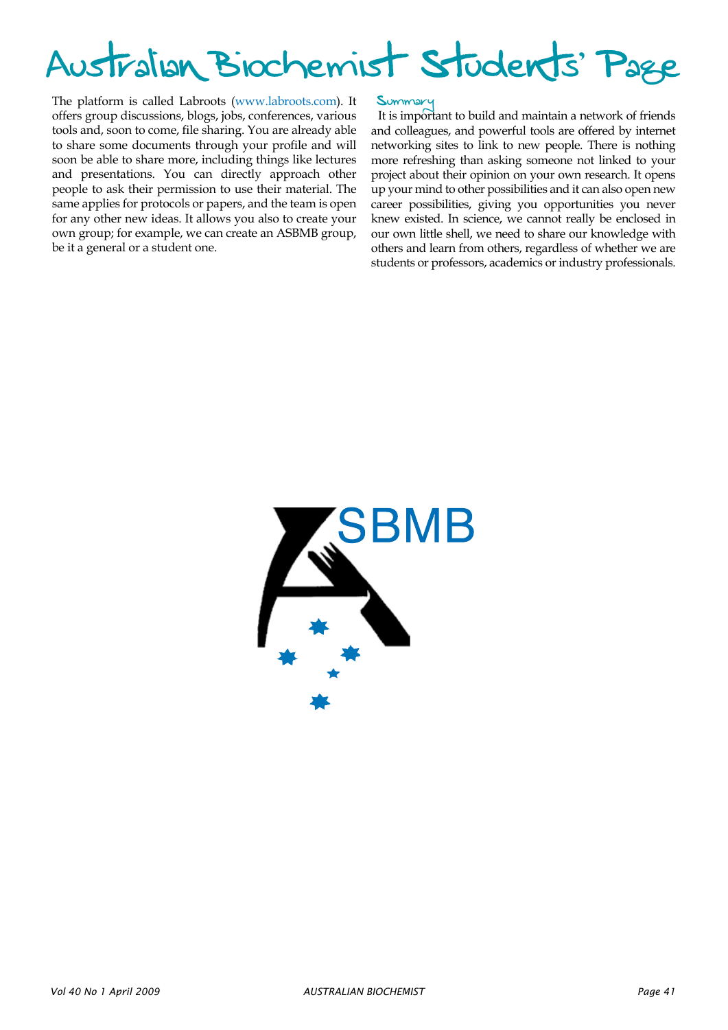# Australian Biochemist Students' Page

The platform is called Labroots (www.labroots.com). It offers group discussions, blogs, jobs, conferences, various tools and, soon to come, file sharing. You are already able to share some documents through your profile and will soon be able to share more, including things like lectures and presentations. You can directly approach other people to ask their permission to use their material. The same applies for protocols or papers, and the team is open for any other new ideas. It allows you also to create your own group; for example, we can create an ASBMB group, be it a general or a student one.

## Summary

It is important to build and maintain a network of friends and colleagues, and powerful tools are offered by internet networking sites to link to new people. There is nothing more refreshing than asking someone not linked to your project about their opinion on your own research. It opens up your mind to other possibilities and it can also open new career possibilities, giving you opportunities you never knew existed. In science, we cannot really be enclosed in our own little shell, we need to share our knowledge with others and learn from others, regardless of whether we are students or professors, academics or industry professionals.